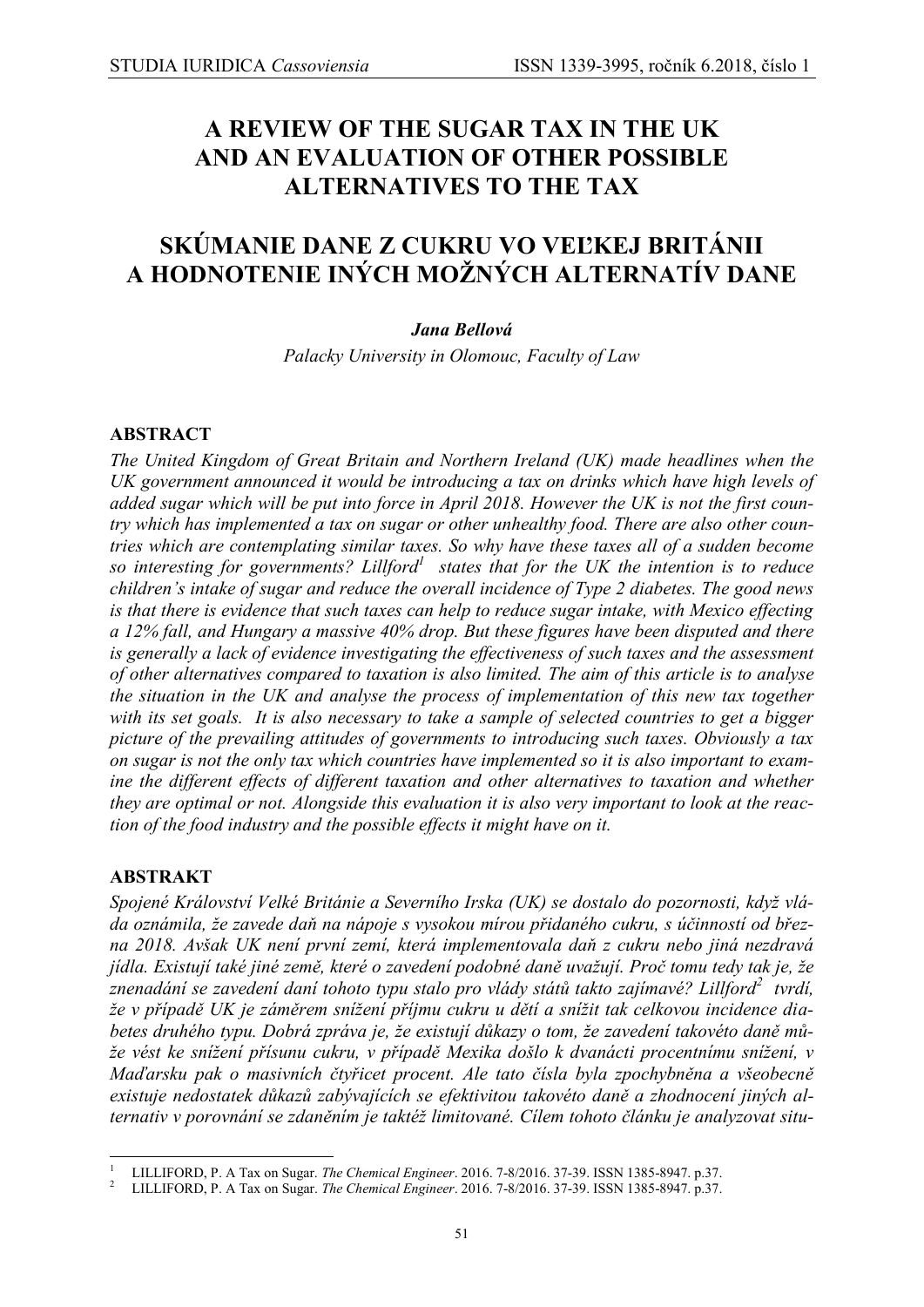# A REVIEW OF THE SUGAR TAX IN THE UK AND AN EVALUATION OF OTHER POSSIBLE ALTERNATIVES TO THE TAX

# SKÚMANIE DANE Z CUKRU VO VEĽKEJ BRITÁNII A HODNOTENIE INÝCH MOŽNÝCH ALTERNATÍV DANE

***Jana Bellová***

*Palacky University in Olomouc, Faculty of Law*

## ABSTRACT

*The United Kingdom of Great Britain and Northern Ireland (UK) made headlines when the UK government announced it would be introducing a tax on drinks which have high levels of added sugar which will be put into force in April 2018. However the UK is not the first country which has implemented a tax on sugar or other unhealthy food. There are also other countries which are contemplating similar taxes. So why have these taxes all of a sudden become so interesting for governments? Lillford*[1] *states that for the UK the intention is to reduce children's intake of sugar and reduce the overall incidence of Type 2 diabetes. The good news is that there is evidence that such taxes can help to reduce sugar intake, with Mexico effecting a 12% fall, and Hungary a massive 40% drop. But these figures have been disputed and there is generally a lack of evidence investigating the effectiveness of such taxes and the assessment of other alternatives compared to taxation is also limited. The aim of this article is to analyse the situation in the UK and analyse the process of implementation of this new tax together with its set goals. It is also necessary to take a sample of selected countries to get a bigger picture of the prevailing attitudes of governments to introducing such taxes. Obviously a tax on sugar is not the only tax which countries have implemented so it is also important to examine the different effects of different taxation and other alternatives to taxation and whether they are optimal or not. Alongside this evaluation it is also very important to look at the reaction of the food industry and the possible effects it might have on it.*

## ABSTRAKT

*Spojené Království Velké Británie a Severního Irska (UK) se dostalo do pozornosti, když vláda oznámila, že zavede daň na nápoje s vysokou mírou přidaného cukru, s účinností od března 2018. Avšak UK není první zemí, která implementovala daň z cukru nebo jiná nezdravá jídla. Existují také jiné země, které o zavedení podobné daně uvažují. Proč tomu tedy tak je, že znenadání se zavedení daní tohoto typu stalo pro vlády států takto zajímavé? Lillford*[2] *tvrdí, že v případě UK je záměrem snížení příjmu cukru u dětí a snížit tak celkovou incidence diabetes druhého typu. Dobrá zpráva je, že existují důkazy o tom, že zavedení takovéto daně může vést ke snížení přísunu cukru, v případě Mexika došlo k dvanácti procentnímu snížení, v Maďarsku pak o masivních čtyřicet procent. Ale tato čísla byla zpochybněna a všeobecně existuje nedostatek důkazů zabývajících se efektivitou takovéto daně a zhodnocení jiných alternativ v porovnání se zdaněním je taktéž limitované. Cílem tohoto článku je analyzovat situ-*

---

[1] LILLIFORD, P. A Tax on Sugar. *The Chemical Engineer*. 2016. 7-8/2016. 37-39. ISSN 1385-8947. p.37.

[2] LILLIFORD, P. A Tax on Sugar. *The Chemical Engineer*. 2016. 7-8/2016. 37-39. ISSN 1385-8947. p.37.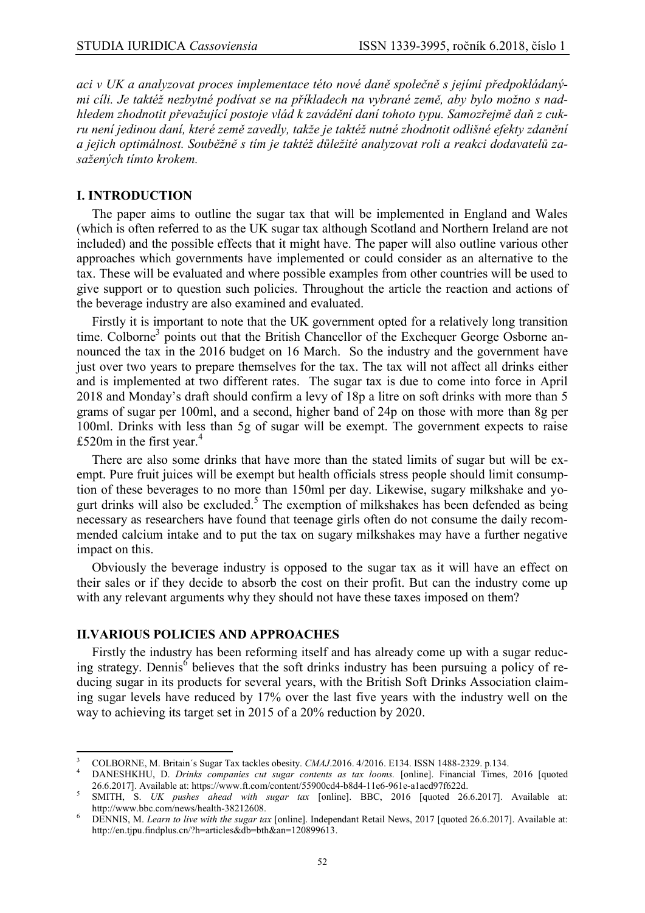*aci v UK a analyzovat proces implementace této nové daně společně s jejími předpokládanými cíli. Je taktéž nezbytné podívat se na příkladech na vybrané země, aby bylo možno s nadhledem zhodnotit převažující postoje vlád k zavádění daní tohoto typu. Samozřejmě daň z cukru není jedinou daní, které země zavedly, takže je taktéž nutné zhodnotit odlišné efekty zdanění a jejich optimálnost. Souběžně s tím je taktéž důležité analyzovat roli a reakci dodavatelů zasažených tímto krokem.*

## I. INTRODUCTION

The paper aims to outline the sugar tax that will be implemented in England and Wales (which is often referred to as the UK sugar tax although Scotland and Northern Ireland are not included) and the possible effects that it might have. The paper will also outline various other approaches which governments have implemented or could consider as an alternative to the tax. These will be evaluated and where possible examples from other countries will be used to give support or to question such policies. Throughout the article the reaction and actions of the beverage industry are also examined and evaluated.

Firstly it is important to note that the UK government opted for a relatively long transition time. Colborne[3] points out that the British Chancellor of the Exchequer George Osborne announced the tax in the 2016 budget on 16 March. So the industry and the government have just over two years to prepare themselves for the tax. The tax will not affect all drinks either and is implemented at two different rates. The sugar tax is due to come into force in April 2018 and Monday's draft should confirm a levy of 18p a litre on soft drinks with more than 5 grams of sugar per 100ml, and a second, higher band of 24p on those with more than 8g per 100ml. Drinks with less than 5g of sugar will be exempt. The government expects to raise £520m in the first year.[4]

There are also some drinks that have more than the stated limits of sugar but will be exempt. Pure fruit juices will be exempt but health officials stress people should limit consumption of these beverages to no more than 150ml per day. Likewise, sugary milkshake and yogurt drinks will also be excluded.[5] The exemption of milkshakes has been defended as being necessary as researchers have found that teenage girls often do not consume the daily recommended calcium intake and to put the tax on sugary milkshakes may have a further negative impact on this.

Obviously the beverage industry is opposed to the sugar tax as it will have an effect on their sales or if they decide to absorb the cost on their profit. But can the industry come up with any relevant arguments why they should not have these taxes imposed on them?

## II. VARIOUS POLICIES AND APPROACHES

Firstly the industry has been reforming itself and has already come up with a sugar reducing strategy. Dennis[6] believes that the soft drinks industry has been pursuing a policy of reducing sugar in its products for several years, with the British Soft Drinks Association claiming sugar levels have reduced by 17% over the last five years with the industry well on the way to achieving its target set in 2015 of a 20% reduction by 2020.

---

[3] COLBORNE, M. Britain´s Sugar Tax tackles obesity. *CMAJ*.2016. 4/2016. E134. ISSN 1488-2329. p.134.

[4] DANESHKHU, D. *Drinks companies cut sugar contents as tax looms.* [online]. Financial Times, 2016 [quoted 26.6.2017]. Available at: https://www.ft.com/content/55900cd4-b8d4-11e6-961e-a1acd97f622d.

[5] SMITH, S. *UK pushes ahead with sugar tax* [online]. BBC, 2016 [quoted 26.6.2017]. Available at: http://www.bbc.com/news/health-38212608.

[6] DENNIS, M. *Learn to live with the sugar tax* [online]. Independant Retail News, 2017 [quoted 26.6.2017]. Available at: http://en.tjpu.findplus.cn/?h=articles&db=bth&an=120899613.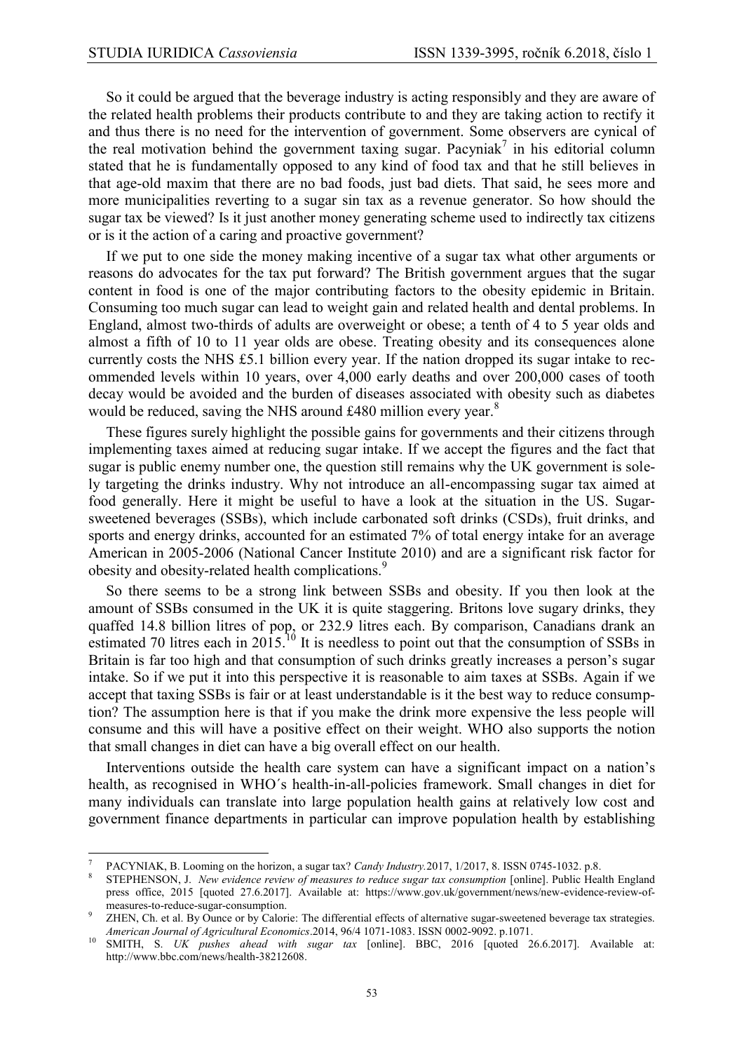So it could be argued that the beverage industry is acting responsibly and they are aware of the related health problems their products contribute to and they are taking action to rectify it and thus there is no need for the intervention of government. Some observers are cynical of the real motivation behind the government taxing sugar. Pacyniak[7] in his editorial column stated that he is fundamentally opposed to any kind of food tax and that he still believes in that age-old maxim that there are no bad foods, just bad diets. That said, he sees more and more municipalities reverting to a sugar sin tax as a revenue generator. So how should the sugar tax be viewed? Is it just another money generating scheme used to indirectly tax citizens or is it the action of a caring and proactive government?

If we put to one side the money making incentive of a sugar tax what other arguments or reasons do advocates for the tax put forward? The British government argues that the sugar content in food is one of the major contributing factors to the obesity epidemic in Britain. Consuming too much sugar can lead to weight gain and related health and dental problems. In England, almost two-thirds of adults are overweight or obese; a tenth of 4 to 5 year olds and almost a fifth of 10 to 11 year olds are obese. Treating obesity and its consequences alone currently costs the NHS £5.1 billion every year. If the nation dropped its sugar intake to recommended levels within 10 years, over 4,000 early deaths and over 200,000 cases of tooth decay would be avoided and the burden of diseases associated with obesity such as diabetes would be reduced, saving the NHS around £480 million every year.[8]

These figures surely highlight the possible gains for governments and their citizens through implementing taxes aimed at reducing sugar intake. If we accept the figures and the fact that sugar is public enemy number one, the question still remains why the UK government is solely targeting the drinks industry. Why not introduce an all-encompassing sugar tax aimed at food generally. Here it might be useful to have a look at the situation in the US. Sugar-sweetened beverages (SSBs), which include carbonated soft drinks (CSDs), fruit drinks, and sports and energy drinks, accounted for an estimated 7% of total energy intake for an average American in 2005-2006 (National Cancer Institute 2010) and are a significant risk factor for obesity and obesity-related health complications.[9]

So there seems to be a strong link between SSBs and obesity. If you then look at the amount of SSBs consumed in the UK it is quite staggering. Britons love sugary drinks, they quaffed 14.8 billion litres of pop, or 232.9 litres each. By comparison, Canadians drank an estimated 70 litres each in 2015.[10] It is needless to point out that the consumption of SSBs in Britain is far too high and that consumption of such drinks greatly increases a person's sugar intake. So if we put it into this perspective it is reasonable to aim taxes at SSBs. Again if we accept that taxing SSBs is fair or at least understandable is it the best way to reduce consumption? The assumption here is that if you make the drink more expensive the less people will consume and this will have a positive effect on their weight. WHO also supports the notion that small changes in diet can have a big overall effect on our health.

Interventions outside the health care system can have a significant impact on a nation's health, as recognised in WHO´s health-in-all-policies framework. Small changes in diet for many individuals can translate into large population health gains at relatively low cost and government finance departments in particular can improve population health by establishing

---

[7] PACYNIAK, B. Looming on the horizon, a sugar tax? *Candy Industry.*2017, 1/2017, 8. ISSN 0745-1032. p.8.

[8] STEPHENSON, J. *New evidence review of measures to reduce sugar tax consumption* [online]. Public Health England press office, 2015 [quoted 27.6.2017]. Available at: https://www.gov.uk/government/news/new-evidence-review-of-measures-to-reduce-sugar-consumption.

[9] ZHEN, Ch. et al. By Ounce or by Calorie: The differential effects of alternative sugar-sweetened beverage tax strategies. *American Journal of Agricultural Economics*.2014, 96/4 1071-1083. ISSN 0002-9092. p.1071.

[10] SMITH, S. *UK pushes ahead with sugar tax* [online]. BBC, 2016 [quoted 26.6.2017]. Available at: http://www.bbc.com/news/health-38212608.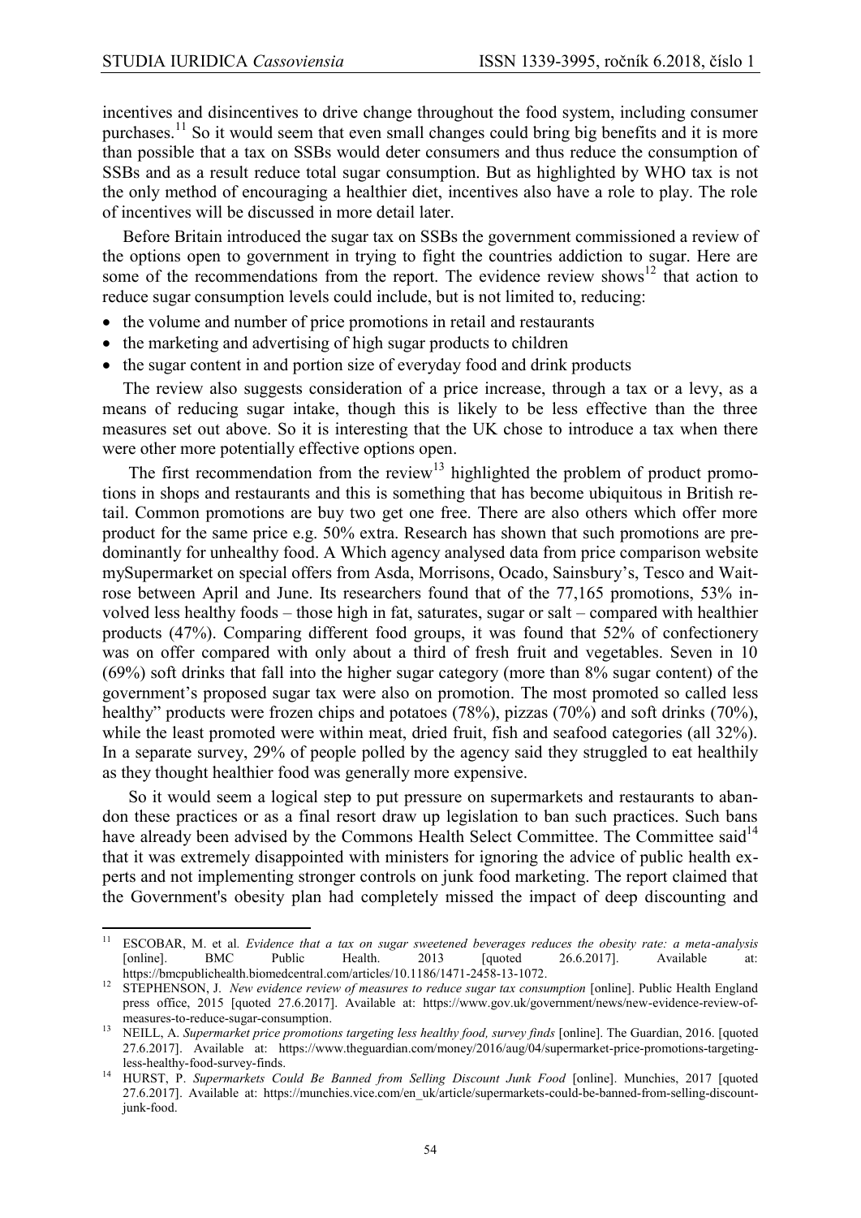incentives and disincentives to drive change throughout the food system, including consumer purchases.[11] So it would seem that even small changes could bring big benefits and it is more than possible that a tax on SSBs would deter consumers and thus reduce the consumption of SSBs and as a result reduce total sugar consumption. But as highlighted by WHO tax is not the only method of encouraging a healthier diet, incentives also have a role to play. The role of incentives will be discussed in more detail later.

Before Britain introduced the sugar tax on SSBs the government commissioned a review of the options open to government in trying to fight the countries addiction to sugar. Here are some of the recommendations from the report. The evidence review shows[12] that action to reduce sugar consumption levels could include, but is not limited to, reducing:

- the volume and number of price promotions in retail and restaurants
- the marketing and advertising of high sugar products to children
- the sugar content in and portion size of everyday food and drink products

The review also suggests consideration of a price increase, through a tax or a levy, as a means of reducing sugar intake, though this is likely to be less effective than the three measures set out above. So it is interesting that the UK chose to introduce a tax when there were other more potentially effective options open.

The first recommendation from the review[13] highlighted the problem of product promotions in shops and restaurants and this is something that has become ubiquitous in British retail. Common promotions are buy two get one free. There are also others which offer more product for the same price e.g. 50% extra. Research has shown that such promotions are predominantly for unhealthy food. A Which agency analysed data from price comparison website mySupermarket on special offers from Asda, Morrisons, Ocado, Sainsbury's, Tesco and Waitrose between April and June. Its researchers found that of the 77,165 promotions, 53% involved less healthy foods – those high in fat, saturates, sugar or salt – compared with healthier products (47%). Comparing different food groups, it was found that 52% of confectionery was on offer compared with only about a third of fresh fruit and vegetables. Seven in 10 (69%) soft drinks that fall into the higher sugar category (more than 8% sugar content) of the government's proposed sugar tax were also on promotion. The most promoted so called less healthy" products were frozen chips and potatoes (78%), pizzas (70%) and soft drinks (70%), while the least promoted were within meat, dried fruit, fish and seafood categories (all 32%). In a separate survey, 29% of people polled by the agency said they struggled to eat healthily as they thought healthier food was generally more expensive.

So it would seem a logical step to put pressure on supermarkets and restaurants to abandon these practices or as a final resort draw up legislation to ban such practices. Such bans have already been advised by the Commons Health Select Committee. The Committee said[14] that it was extremely disappointed with ministers for ignoring the advice of public health experts and not implementing stronger controls on junk food marketing. The report claimed that the Government's obesity plan had completely missed the impact of deep discounting and

---

[11] ESCOBAR, M. et al. *Evidence that a tax on sugar sweetened beverages reduces the obesity rate: a meta-analysis* [online]. BMC Public Health. 2013 [quoted 26.6.2017]. Available at: https://bmcpublichealth.biomedcentral.com/articles/10.1186/1471-2458-13-1072.

[12] STEPHENSON, J. *New evidence review of measures to reduce sugar tax consumption* [online]. Public Health England press office, 2015 [quoted 27.6.2017]. Available at: https://www.gov.uk/government/news/new-evidence-review-of-measures-to-reduce-sugar-consumption.

[13] NEILL, A. *Supermarket price promotions targeting less healthy food, survey finds* [online]. The Guardian, 2016. [quoted 27.6.2017]. Available at: https://www.theguardian.com/money/2016/aug/04/supermarket-price-promotions-targeting-less-healthy-food-survey-finds.

[14] HURST, P. *Supermarkets Could Be Banned from Selling Discount Junk Food* [online]. Munchies, 2017 [quoted 27.6.2017]. Available at: https://munchies.vice.com/en_uk/article/supermarkets-could-be-banned-from-selling-discount-junk-food.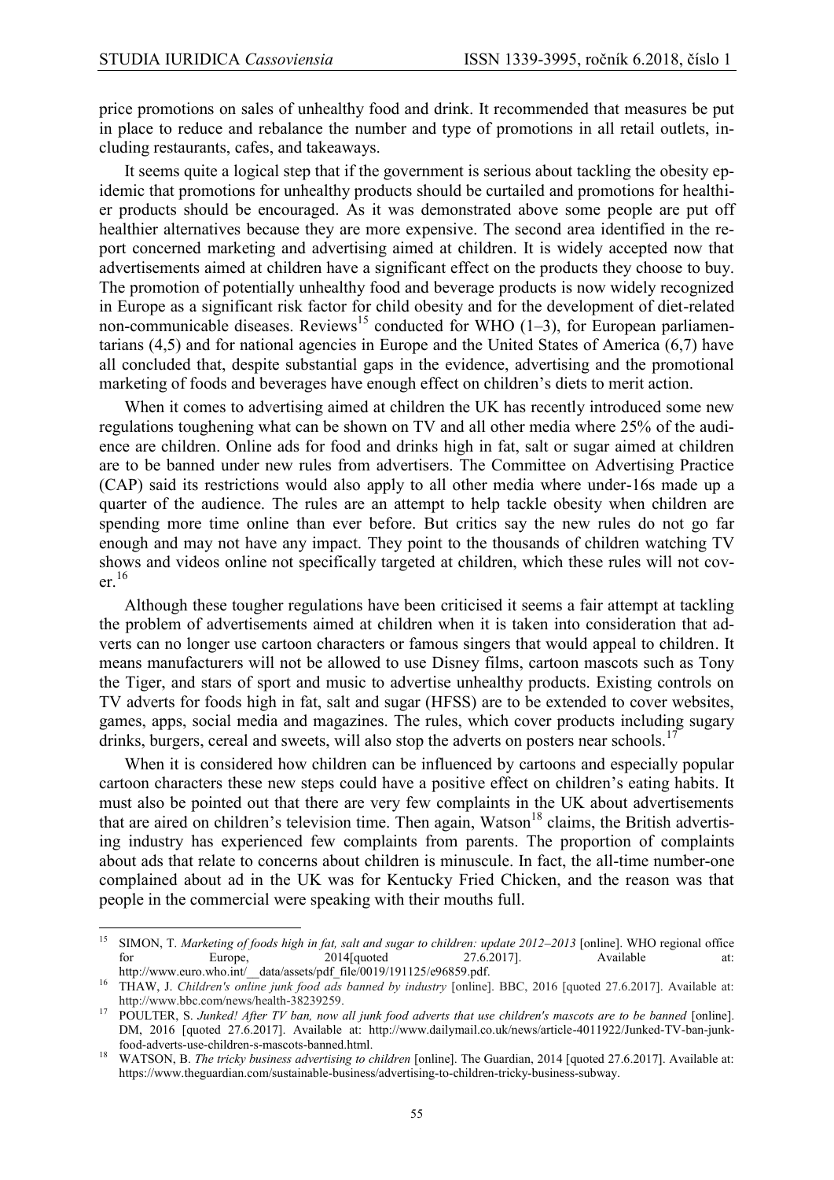price promotions on sales of unhealthy food and drink. It recommended that measures be put in place to reduce and rebalance the number and type of promotions in all retail outlets, including restaurants, cafes, and takeaways.

It seems quite a logical step that if the government is serious about tackling the obesity epidemic that promotions for unhealthy products should be curtailed and promotions for healthier products should be encouraged. As it was demonstrated above some people are put off healthier alternatives because they are more expensive. The second area identified in the report concerned marketing and advertising aimed at children. It is widely accepted now that advertisements aimed at children have a significant effect on the products they choose to buy. The promotion of potentially unhealthy food and beverage products is now widely recognized in Europe as a significant risk factor for child obesity and for the development of diet-related non-communicable diseases. Reviews[15] conducted for WHO (1–3), for European parliamentarians (4,5) and for national agencies in Europe and the United States of America (6,7) have all concluded that, despite substantial gaps in the evidence, advertising and the promotional marketing of foods and beverages have enough effect on children's diets to merit action.

When it comes to advertising aimed at children the UK has recently introduced some new regulations toughening what can be shown on TV and all other media where 25% of the audience are children. Online ads for food and drinks high in fat, salt or sugar aimed at children are to be banned under new rules from advertisers. The Committee on Advertising Practice (CAP) said its restrictions would also apply to all other media where under-16s made up a quarter of the audience. The rules are an attempt to help tackle obesity when children are spending more time online than ever before. But critics say the new rules do not go far enough and may not have any impact. They point to the thousands of children watching TV shows and videos online not specifically targeted at children, which these rules will not cover.[16]

Although these tougher regulations have been criticised it seems a fair attempt at tackling the problem of advertisements aimed at children when it is taken into consideration that adverts can no longer use cartoon characters or famous singers that would appeal to children. It means manufacturers will not be allowed to use Disney films, cartoon mascots such as Tony the Tiger, and stars of sport and music to advertise unhealthy products. Existing controls on TV adverts for foods high in fat, salt and sugar (HFSS) are to be extended to cover websites, games, apps, social media and magazines. The rules, which cover products including sugary drinks, burgers, cereal and sweets, will also stop the adverts on posters near schools.[17]

When it is considered how children can be influenced by cartoons and especially popular cartoon characters these new steps could have a positive effect on children's eating habits. It must also be pointed out that there are very few complaints in the UK about advertisements that are aired on children's television time. Then again, Watson[18] claims, the British advertising industry has experienced few complaints from parents. The proportion of complaints about ads that relate to concerns about children is minuscule. In fact, the all-time number-one complained about ad in the UK was for Kentucky Fried Chicken, and the reason was that people in the commercial were speaking with their mouths full.

---

[15] SIMON, T. *Marketing of foods high in fat, salt and sugar to children: update 2012–2013* [online]. WHO regional office for Europe, 2014[quoted 27.6.2017]. Available at: http://www.euro.who.int/__data/assets/pdf_file/0019/191125/e96859.pdf.

[16] THAW, J. *Children's online junk food ads banned by industry* [online]. BBC, 2016 [quoted 27.6.2017]. Available at: http://www.bbc.com/news/health-38239259.

[17] POULTER, S. *Junked! After TV ban, now all junk food adverts that use children's mascots are to be banned* [online]. DM, 2016 [quoted 27.6.2017]. Available at: http://www.dailymail.co.uk/news/article-4011922/Junked-TV-ban-junk-food-adverts-use-children-s-mascots-banned.html.

[18] WATSON, B. *The tricky business advertising to children* [online]. The Guardian, 2014 [quoted 27.6.2017]. Available at: https://www.theguardian.com/sustainable-business/advertising-to-children-tricky-business-subway.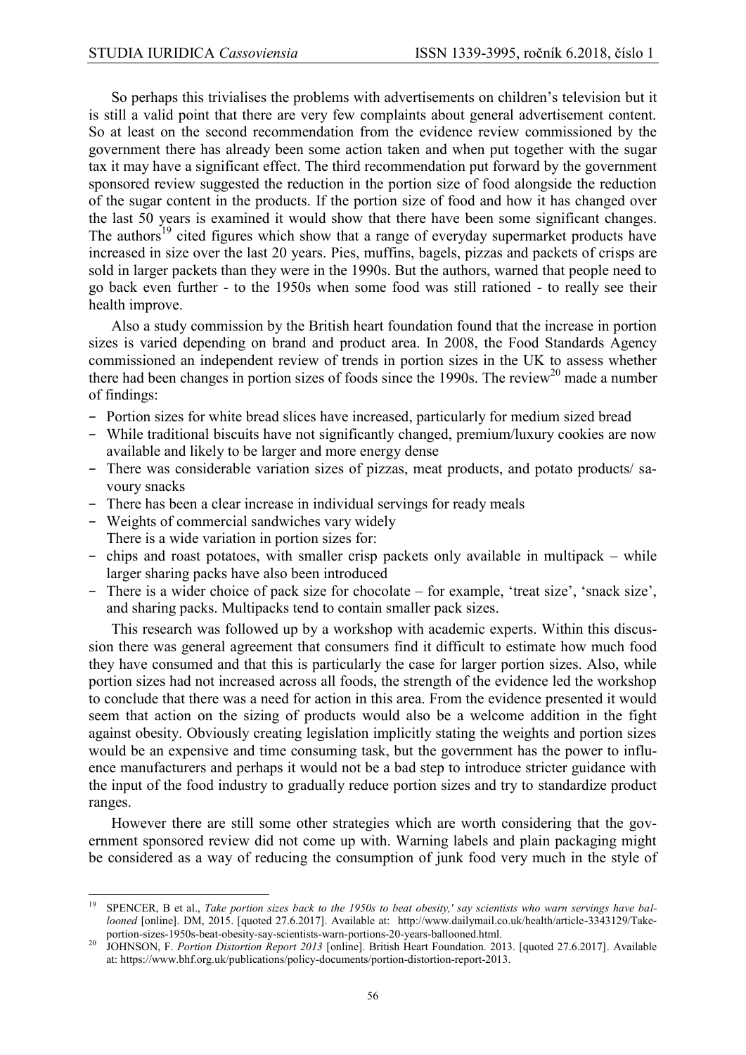So perhaps this trivialises the problems with advertisements on children's television but it is still a valid point that there are very few complaints about general advertisement content. So at least on the second recommendation from the evidence review commissioned by the government there has already been some action taken and when put together with the sugar tax it may have a significant effect. The third recommendation put forward by the government sponsored review suggested the reduction in the portion size of food alongside the reduction of the sugar content in the products. If the portion size of food and how it has changed over the last 50 years is examined it would show that there have been some significant changes. The authors[19] cited figures which show that a range of everyday supermarket products have increased in size over the last 20 years. Pies, muffins, bagels, pizzas and packets of crisps are sold in larger packets than they were in the 1990s. But the authors, warned that people need to go back even further - to the 1950s when some food was still rationed - to really see their health improve.

Also a study commission by the British heart foundation found that the increase in portion sizes is varied depending on brand and product area. In 2008, the Food Standards Agency commissioned an independent review of trends in portion sizes in the UK to assess whether there had been changes in portion sizes of foods since the 1990s. The review[20] made a number of findings:

- Portion sizes for white bread slices have increased, particularly for medium sized bread
- While traditional biscuits have not significantly changed, premium/luxury cookies are now available and likely to be larger and more energy dense
- There was considerable variation sizes of pizzas, meat products, and potato products/ savoury snacks
- There has been a clear increase in individual servings for ready meals
- Weights of commercial sandwiches vary widely

There is a wide variation in portion sizes for:

- chips and roast potatoes, with smaller crisp packets only available in multipack – while larger sharing packs have also been introduced
- There is a wider choice of pack size for chocolate – for example, 'treat size', 'snack size', and sharing packs. Multipacks tend to contain smaller pack sizes.

This research was followed up by a workshop with academic experts. Within this discussion there was general agreement that consumers find it difficult to estimate how much food they have consumed and that this is particularly the case for larger portion sizes. Also, while portion sizes had not increased across all foods, the strength of the evidence led the workshop to conclude that there was a need for action in this area. From the evidence presented it would seem that action on the sizing of products would also be a welcome addition in the fight against obesity. Obviously creating legislation implicitly stating the weights and portion sizes would be an expensive and time consuming task, but the government has the power to influence manufacturers and perhaps it would not be a bad step to introduce stricter guidance with the input of the food industry to gradually reduce portion sizes and try to standardize product ranges.

However there are still some other strategies which are worth considering that the government sponsored review did not come up with. Warning labels and plain packaging might be considered as a way of reducing the consumption of junk food very much in the style of

---

[19] SPENCER, B et al., *Take portion sizes back to the 1950s to beat obesity,' say scientists who warn servings have ballooned* [online]. DM, 2015. [quoted 27.6.2017]. Available at: http://www.dailymail.co.uk/health/article-3343129/Take-portion-sizes-1950s-beat-obesity-say-scientists-warn-portions-20-years-ballooned.html.

[20] JOHNSON, F. *Portion Distortion Report 2013* [online]. British Heart Foundation. 2013. [quoted 27.6.2017]. Available at: https://www.bhf.org.uk/publications/policy-documents/portion-distortion-report-2013.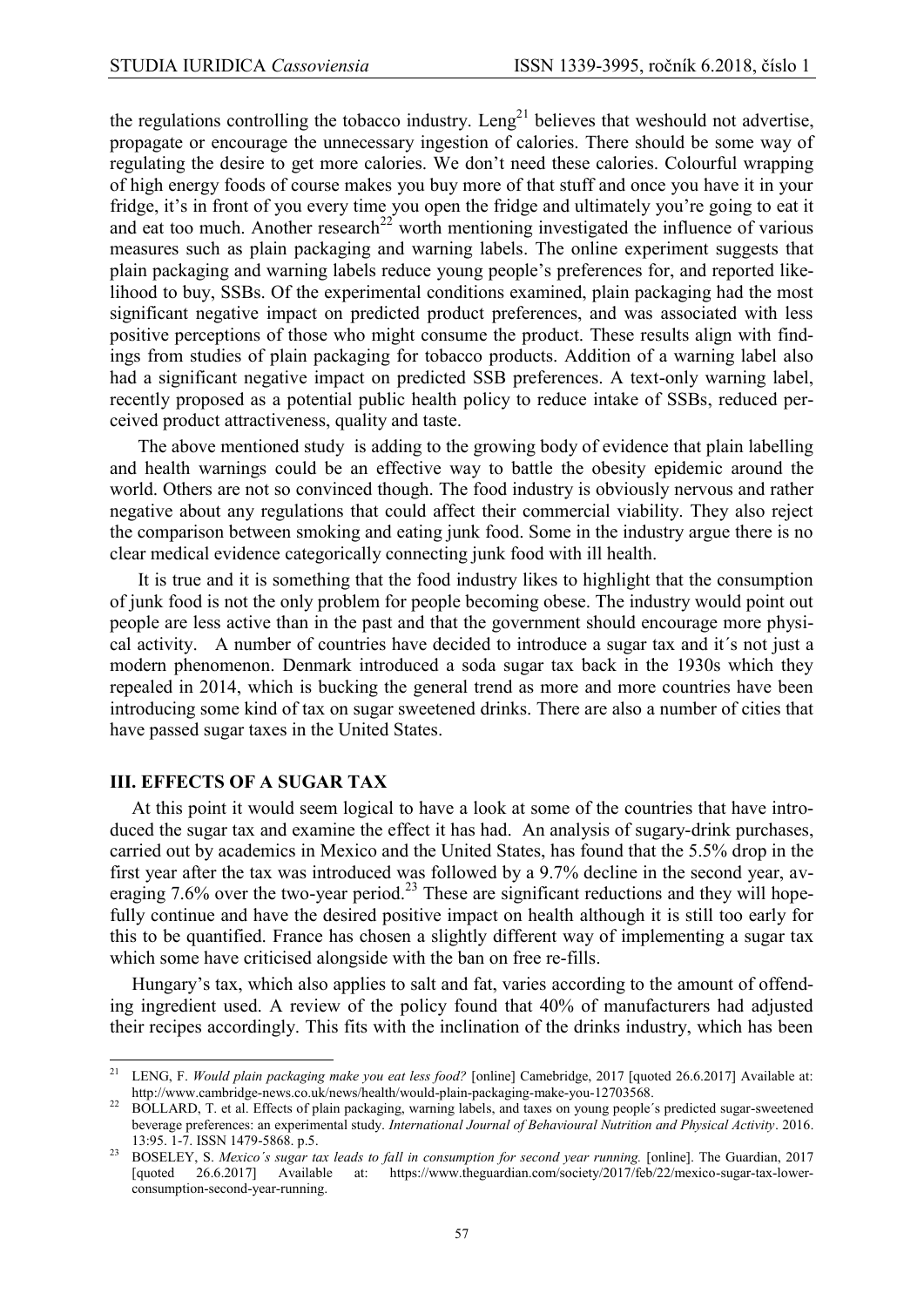the regulations controlling the tobacco industry. Leng[21] believes that weshould not advertise, propagate or encourage the unnecessary ingestion of calories. There should be some way of regulating the desire to get more calories. We don't need these calories. Colourful wrapping of high energy foods of course makes you buy more of that stuff and once you have it in your fridge, it's in front of you every time you open the fridge and ultimately you're going to eat it and eat too much. Another research[22] worth mentioning investigated the influence of various measures such as plain packaging and warning labels. The online experiment suggests that plain packaging and warning labels reduce young people's preferences for, and reported likelihood to buy, SSBs. Of the experimental conditions examined, plain packaging had the most significant negative impact on predicted product preferences, and was associated with less positive perceptions of those who might consume the product. These results align with findings from studies of plain packaging for tobacco products. Addition of a warning label also had a significant negative impact on predicted SSB preferences. A text-only warning label, recently proposed as a potential public health policy to reduce intake of SSBs, reduced perceived product attractiveness, quality and taste.

The above mentioned study is adding to the growing body of evidence that plain labelling and health warnings could be an effective way to battle the obesity epidemic around the world. Others are not so convinced though. The food industry is obviously nervous and rather negative about any regulations that could affect their commercial viability. They also reject the comparison between smoking and eating junk food. Some in the industry argue there is no clear medical evidence categorically connecting junk food with ill health.

It is true and it is something that the food industry likes to highlight that the consumption of junk food is not the only problem for people becoming obese. The industry would point out people are less active than in the past and that the government should encourage more physical activity. A number of countries have decided to introduce a sugar tax and it´s not just a modern phenomenon. Denmark introduced a soda sugar tax back in the 1930s which they repealed in 2014, which is bucking the general trend as more and more countries have been introducing some kind of tax on sugar sweetened drinks. There are also a number of cities that have passed sugar taxes in the United States.

## III. EFFECTS OF A SUGAR TAX

At this point it would seem logical to have a look at some of the countries that have introduced the sugar tax and examine the effect it has had. An analysis of sugary-drink purchases, carried out by academics in Mexico and the United States, has found that the 5.5% drop in the first year after the tax was introduced was followed by a 9.7% decline in the second year, averaging 7.6% over the two-year period.[23] These are significant reductions and they will hopefully continue and have the desired positive impact on health although it is still too early for this to be quantified. France has chosen a slightly different way of implementing a sugar tax which some have criticised alongside with the ban on free re-fills.

Hungary's tax, which also applies to salt and fat, varies according to the amount of offending ingredient used. A review of the policy found that 40% of manufacturers had adjusted their recipes accordingly. This fits with the inclination of the drinks industry, which has been

---

[21] LENG, F. *Would plain packaging make you eat less food?* [online] Camebridge, 2017 [quoted 26.6.2017] Available at: http://www.cambridge-news.co.uk/news/health/would-plain-packaging-make-you-12703568.

[22] BOLLARD, T. et al. Effects of plain packaging, warning labels, and taxes on young people´s predicted sugar-sweetened beverage preferences: an experimental study. *International Journal of Behavioural Nutrition and Physical Activity*. 2016. 13:95. 1-7. ISSN 1479-5868. p.5.

[23] BOSELEY, S. *Mexico´s sugar tax leads to fall in consumption for second year running.* [online]. The Guardian, 2017 [quoted 26.6.2017] Available at: https://www.theguardian.com/society/2017/feb/22/mexico-sugar-tax-lower-consumption-second-year-running.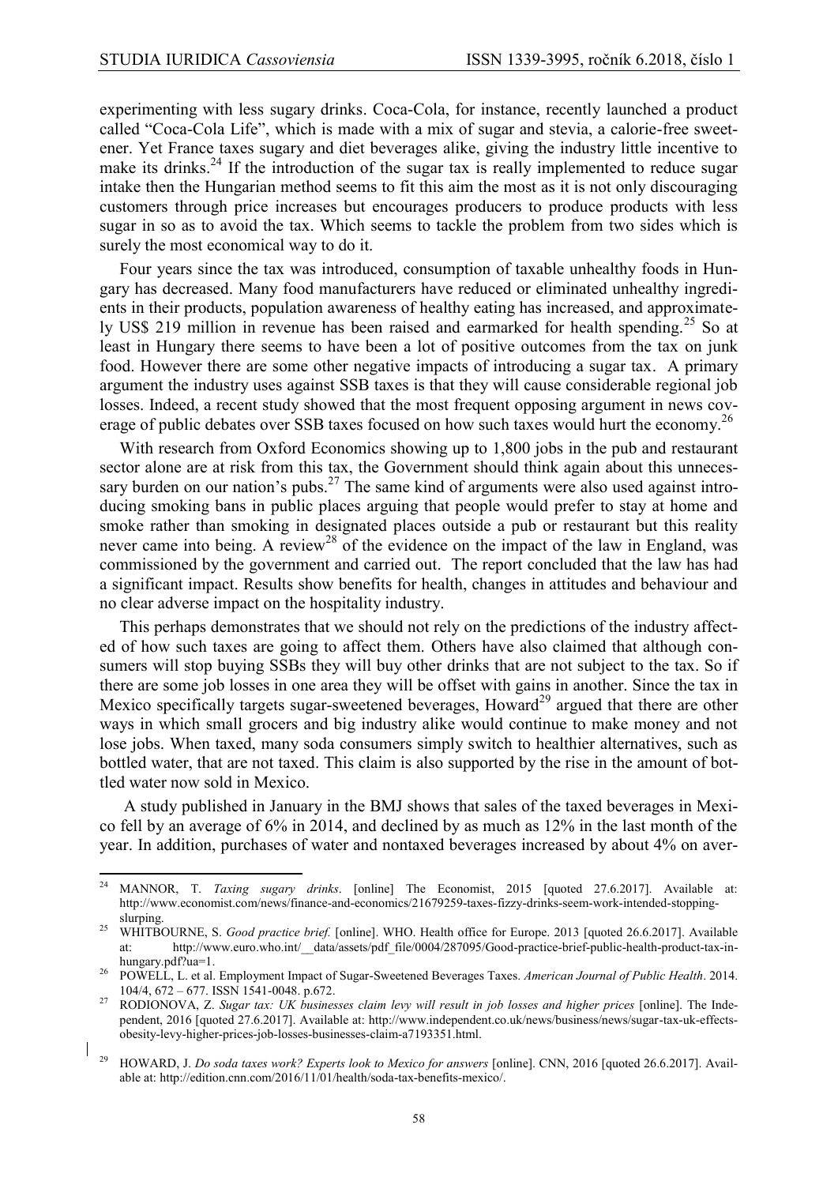experimenting with less sugary drinks. Coca-Cola, for instance, recently launched a product called "Coca-Cola Life", which is made with a mix of sugar and stevia, a calorie-free sweetener. Yet France taxes sugary and diet beverages alike, giving the industry little incentive to make its drinks.[24] If the introduction of the sugar tax is really implemented to reduce sugar intake then the Hungarian method seems to fit this aim the most as it is not only discouraging customers through price increases but encourages producers to produce products with less sugar in so as to avoid the tax. Which seems to tackle the problem from two sides which is surely the most economical way to do it.

Four years since the tax was introduced, consumption of taxable unhealthy foods in Hungary has decreased. Many food manufacturers have reduced or eliminated unhealthy ingredients in their products, population awareness of healthy eating has increased, and approximately US$ 219 million in revenue has been raised and earmarked for health spending.[25] So at least in Hungary there seems to have been a lot of positive outcomes from the tax on junk food. However there are some other negative impacts of introducing a sugar tax. A primary argument the industry uses against SSB taxes is that they will cause considerable regional job losses. Indeed, a recent study showed that the most frequent opposing argument in news coverage of public debates over SSB taxes focused on how such taxes would hurt the economy.[26]

With research from Oxford Economics showing up to 1,800 jobs in the pub and restaurant sector alone are at risk from this tax, the Government should think again about this unnecessary burden on our nation's pubs.[27] The same kind of arguments were also used against introducing smoking bans in public places arguing that people would prefer to stay at home and smoke rather than smoking in designated places outside a pub or restaurant but this reality never came into being. A review[28] of the evidence on the impact of the law in England, was commissioned by the government and carried out. The report concluded that the law has had a significant impact. Results show benefits for health, changes in attitudes and behaviour and no clear adverse impact on the hospitality industry.

This perhaps demonstrates that we should not rely on the predictions of the industry affected of how such taxes are going to affect them. Others have also claimed that although consumers will stop buying SSBs they will buy other drinks that are not subject to the tax. So if there are some job losses in one area they will be offset with gains in another. Since the tax in Mexico specifically targets sugar-sweetened beverages, Howard[29] argued that there are other ways in which small grocers and big industry alike would continue to make money and not lose jobs. When taxed, many soda consumers simply switch to healthier alternatives, such as bottled water, that are not taxed. This claim is also supported by the rise in the amount of bottled water now sold in Mexico.

A study published in January in the BMJ shows that sales of the taxed beverages in Mexico fell by an average of 6% in 2014, and declined by as much as 12% in the last month of the year. In addition, purchases of water and nontaxed beverages increased by about 4% on aver-

---

[24] MANNOR, T. *Taxing sugary drinks*. [online] The Economist, 2015 [quoted 27.6.2017]. Available at: http://www.economist.com/news/finance-and-economics/21679259-taxes-fizzy-drinks-seem-work-intended-stopping-slurping.

[25] WHITBOURNE, S. *Good practice brief.* [online]. WHO. Health office for Europe. 2013 [quoted 26.6.2017]. Available at: http://www.euro.who.int/__data/assets/pdf_file/0004/287095/Good-practice-brief-public-health-product-tax-in-hungary.pdf?ua=1.

[26] POWELL, L. et al. Employment Impact of Sugar-Sweetened Beverages Taxes. *American Journal of Public Health*. 2014. 104/4, 672 – 677. ISSN 1541-0048. p.672.

[27] RODIONOVA, Z. *Sugar tax: UK businesses claim levy will result in job losses and higher prices* [online]. The Independent, 2016 [quoted 27.6.2017]. Available at: http://www.independent.co.uk/news/business/news/sugar-tax-uk-effects-obesity-levy-higher-prices-job-losses-businesses-claim-a7193351.html.

[29] HOWARD, J. *Do soda taxes work? Experts look to Mexico for answers* [online]. CNN, 2016 [quoted 26.6.2017]. Available at: http://edition.cnn.com/2016/11/01/health/soda-tax-benefits-mexico/.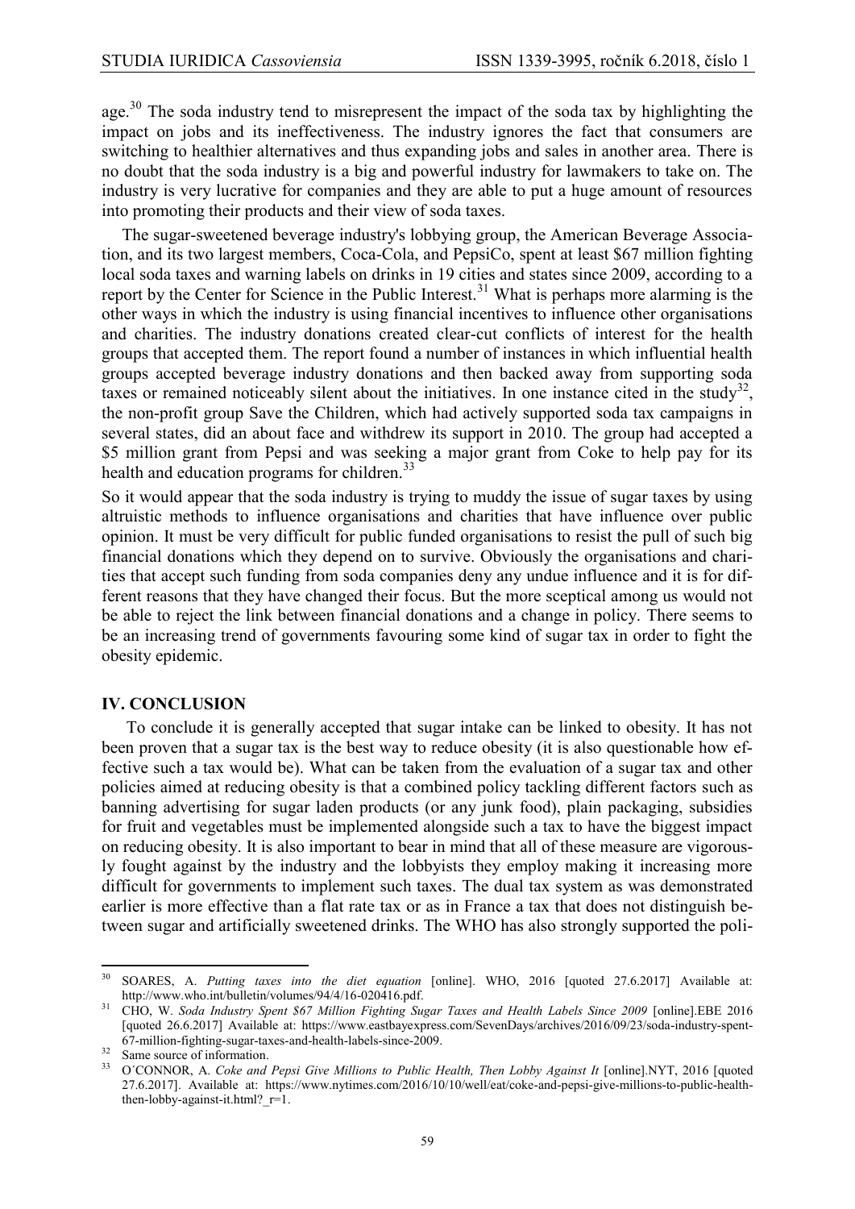age.[30] The soda industry tend to misrepresent the impact of the soda tax by highlighting the impact on jobs and its ineffectiveness. The industry ignores the fact that consumers are switching to healthier alternatives and thus expanding jobs and sales in another area. There is no doubt that the soda industry is a big and powerful industry for lawmakers to take on. The industry is very lucrative for companies and they are able to put a huge amount of resources into promoting their products and their view of soda taxes.

The sugar-sweetened beverage industry's lobbying group, the American Beverage Association, and its two largest members, Coca-Cola, and PepsiCo, spent at least $67 million fighting local soda taxes and warning labels on drinks in 19 cities and states since 2009, according to a report by the Center for Science in the Public Interest.[31] What is perhaps more alarming is the other ways in which the industry is using financial incentives to influence other organisations and charities. The industry donations created clear-cut conflicts of interest for the health groups that accepted them. The report found a number of instances in which influential health groups accepted beverage industry donations and then backed away from supporting soda taxes or remained noticeably silent about the initiatives. In one instance cited in the study[32], the non-profit group Save the Children, which had actively supported soda tax campaigns in several states, did an about face and withdrew its support in 2010. The group had accepted a $5 million grant from Pepsi and was seeking a major grant from Coke to help pay for its health and education programs for children.[33]

So it would appear that the soda industry is trying to muddy the issue of sugar taxes by using altruistic methods to influence organisations and charities that have influence over public opinion. It must be very difficult for public funded organisations to resist the pull of such big financial donations which they depend on to survive. Obviously the organisations and charities that accept such funding from soda companies deny any undue influence and it is for different reasons that they have changed their focus. But the more sceptical among us would not be able to reject the link between financial donations and a change in policy. There seems to be an increasing trend of governments favouring some kind of sugar tax in order to fight the obesity epidemic.

## IV. CONCLUSION

To conclude it is generally accepted that sugar intake can be linked to obesity. It has not been proven that a sugar tax is the best way to reduce obesity (it is also questionable how effective such a tax would be). What can be taken from the evaluation of a sugar tax and other policies aimed at reducing obesity is that a combined policy tackling different factors such as banning advertising for sugar laden products (or any junk food), plain packaging, subsidies for fruit and vegetables must be implemented alongside such a tax to have the biggest impact on reducing obesity. It is also important to bear in mind that all of these measure are vigorously fought against by the industry and the lobbyists they employ making it increasing more difficult for governments to implement such taxes. The dual tax system as was demonstrated earlier is more effective than a flat rate tax or as in France a tax that does not distinguish between sugar and artificially sweetened drinks. The WHO has also strongly supported the poli-

---

[30] SOARES, A. *Putting taxes into the diet equation* [online]. WHO, 2016 [quoted 27.6.2017] Available at: http://www.who.int/bulletin/volumes/94/4/16-020416.pdf.

[31] CHO, W. *Soda Industry Spent $67 Million Fighting Sugar Taxes and Health Labels Since 2009* [online].EBE 2016 [quoted 26.6.2017] Available at: https://www.eastbayexpress.com/SevenDays/archives/2016/09/23/soda-industry-spent-67-million-fighting-sugar-taxes-and-health-labels-since-2009.

[32] Same source of information.

[33] O´CONNOR, A. *Coke and Pepsi Give Millions to Public Health, Then Lobby Against It* [online].NYT, 2016 [quoted 27.6.2017]. Available at: https://www.nytimes.com/2016/10/10/well/eat/coke-and-pepsi-give-millions-to-public-health-then-lobby-against-it.html?_r=1.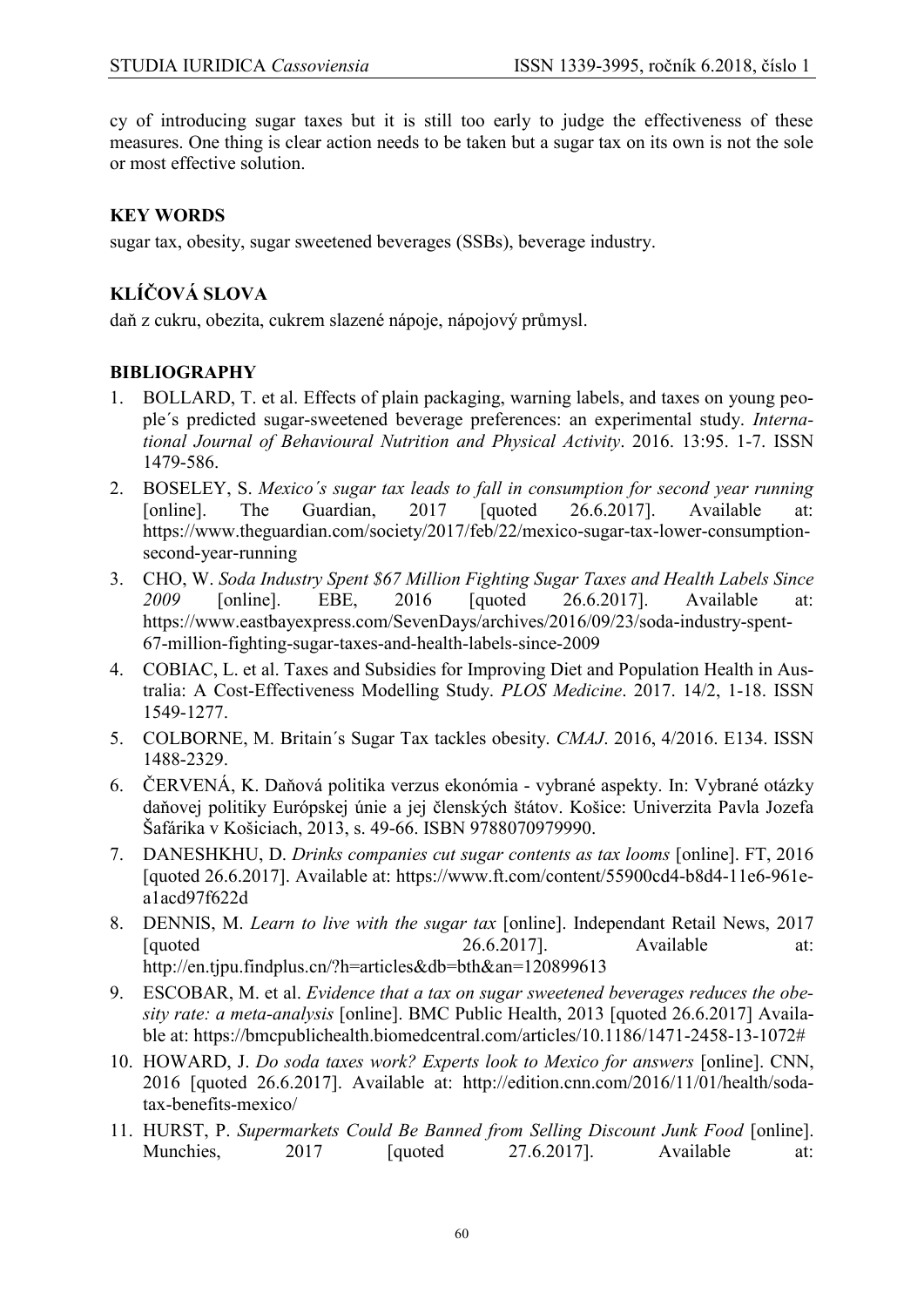cy of introducing sugar taxes but it is still too early to judge the effectiveness of these measures. One thing is clear action needs to be taken but a sugar tax on its own is not the sole or most effective solution.

## KEY WORDS

sugar tax, obesity, sugar sweetened beverages (SSBs), beverage industry.

## KLÍČOVÁ SLOVA

daň z cukru, obezita, cukrem slazené nápoje, nápojový průmysl.

## BIBLIOGRAPHY

1. BOLLARD, T. et al. Effects of plain packaging, warning labels, and taxes on young people´s predicted sugar-sweetened beverage preferences: an experimental study. *International Journal of Behavioural Nutrition and Physical Activity*. 2016. 13:95. 1-7. ISSN 1479-586.
2. BOSELEY, S. *Mexico´s sugar tax leads to fall in consumption for second year running* [online]. The Guardian, 2017 [quoted 26.6.2017]. Available at: https://www.theguardian.com/society/2017/feb/22/mexico-sugar-tax-lower-consumption-second-year-running
3. CHO, W. *Soda Industry Spent $67 Million Fighting Sugar Taxes and Health Labels Since 2009* [online]. EBE, 2016 [quoted 26.6.2017]. Available at: https://www.eastbayexpress.com/SevenDays/archives/2016/09/23/soda-industry-spent-67-million-fighting-sugar-taxes-and-health-labels-since-2009
4. COBIAC, L. et al. Taxes and Subsidies for Improving Diet and Population Health in Australia: A Cost-Effectiveness Modelling Study. *PLOS Medicine*. 2017. 14/2, 1-18. ISSN 1549-1277.
5. COLBORNE, M. Britain´s Sugar Tax tackles obesity. *CMAJ*. 2016, 4/2016. E134. ISSN 1488-2329.
6. ČERVENÁ, K. Daňová politika verzus ekonómia - vybrané aspekty. In: Vybrané otázky daňovej politiky Európskej únie a jej členských štátov. Košice: Univerzita Pavla Jozefa Šafárika v Košiciach, 2013, s. 49-66. ISBN 9788070979990.
7. DANESHKHU, D. *Drinks companies cut sugar contents as tax looms* [online]. FT, 2016 [quoted 26.6.2017]. Available at: https://www.ft.com/content/55900cd4-b8d4-11e6-961e-a1acd97f622d
8. DENNIS, M. *Learn to live with the sugar tax* [online]. Independant Retail News, 2017 [quoted 26.6.2017]. Available at: http://en.tjpu.findplus.cn/?h=articles&db=bth&an=120899613
9. ESCOBAR, M. et al. *Evidence that a tax on sugar sweetened beverages reduces the obesity rate: a meta-analysis* [online]. BMC Public Health, 2013 [quoted 26.6.2017] Available at: https://bmcpublichealth.biomedcentral.com/articles/10.1186/1471-2458-13-1072#
10. HOWARD, J. *Do soda taxes work? Experts look to Mexico for answers* [online]. CNN, 2016 [quoted 26.6.2017]. Available at: http://edition.cnn.com/2016/11/01/health/soda-tax-benefits-mexico/
11. HURST, P. *Supermarkets Could Be Banned from Selling Discount Junk Food* [online]. Munchies, 2017 [quoted 27.6.2017]. Available at: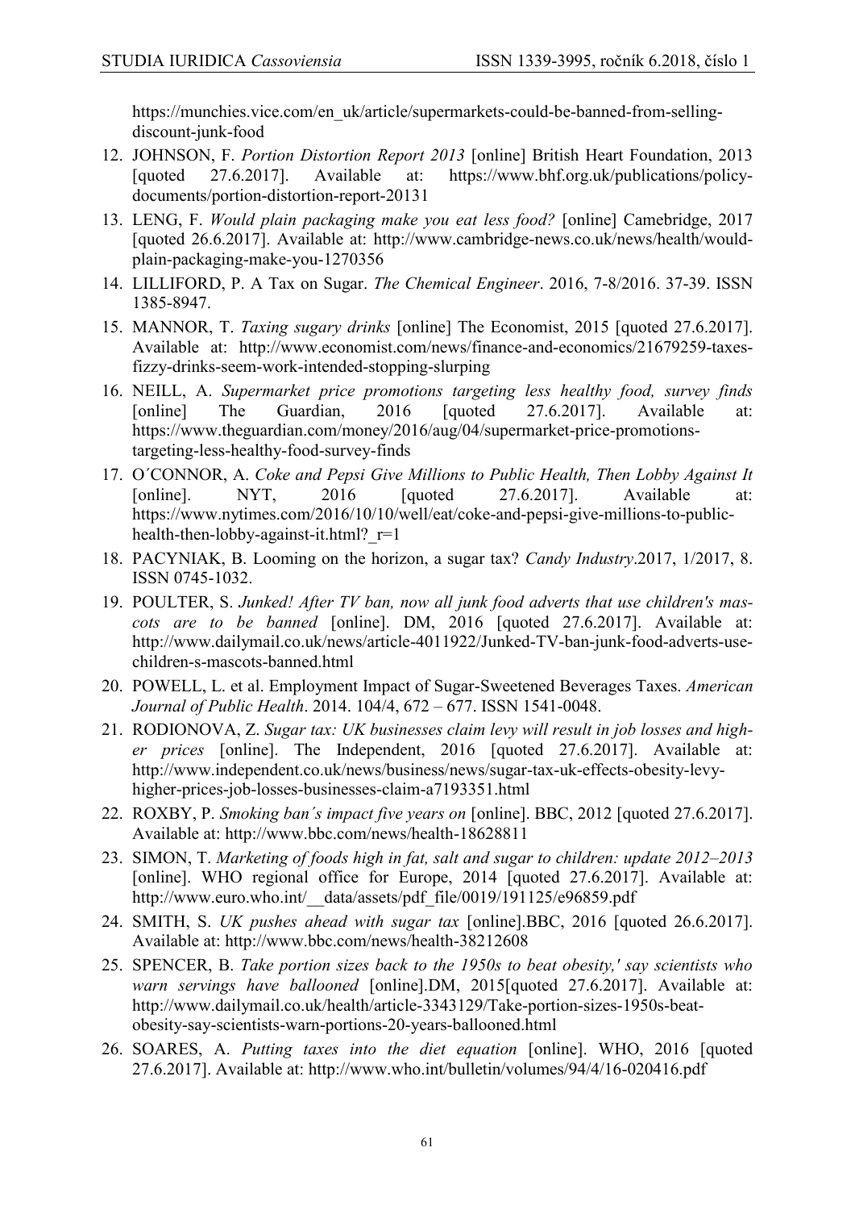https://munchies.vice.com/en_uk/article/supermarkets-could-be-banned-from-selling-discount-junk-food

12. JOHNSON, F. *Portion Distortion Report 2013* [online] British Heart Foundation, 2013 [quoted 27.6.2017]. Available at: https://www.bhf.org.uk/publications/policy-documents/portion-distortion-report-20131
13. LENG, F. *Would plain packaging make you eat less food?* [online] Camebridge, 2017 [quoted 26.6.2017]. Available at: http://www.cambridge-news.co.uk/news/health/would-plain-packaging-make-you-1270356
14. LILLIFORD, P. A Tax on Sugar. *The Chemical Engineer*. 2016, 7-8/2016. 37-39. ISSN 1385-8947.
15. MANNOR, T. *Taxing sugary drinks* [online] The Economist, 2015 [quoted 27.6.2017]. Available at: http://www.economist.com/news/finance-and-economics/21679259-taxes-fizzy-drinks-seem-work-intended-stopping-slurping
16. NEILL, A. *Supermarket price promotions targeting less healthy food, survey finds* [online] The Guardian, 2016 [quoted 27.6.2017]. Available at: https://www.theguardian.com/money/2016/aug/04/supermarket-price-promotions-targeting-less-healthy-food-survey-finds
17. O´CONNOR, A. *Coke and Pepsi Give Millions to Public Health, Then Lobby Against It* [online]. NYT, 2016 [quoted 27.6.2017]. Available at: https://www.nytimes.com/2016/10/10/well/eat/coke-and-pepsi-give-millions-to-public-health-then-lobby-against-it.html?_r=1
18. PACYNIAK, B. Looming on the horizon, a sugar tax? *Candy Industry*.2017, 1/2017, 8. ISSN 0745-1032.
19. POULTER, S. *Junked! After TV ban, now all junk food adverts that use children's mascots are to be banned* [online]. DM, 2016 [quoted 27.6.2017]. Available at: http://www.dailymail.co.uk/news/article-4011922/Junked-TV-ban-junk-food-adverts-use-children-s-mascots-banned.html
20. POWELL, L. et al. Employment Impact of Sugar-Sweetened Beverages Taxes. *American Journal of Public Health*. 2014. 104/4, 672 – 677. ISSN 1541-0048.
21. RODIONOVA, Z. *Sugar tax: UK businesses claim levy will result in job losses and higher prices* [online]. The Independent, 2016 [quoted 27.6.2017]. Available at: http://www.independent.co.uk/news/business/news/sugar-tax-uk-effects-obesity-levy-higher-prices-job-losses-businesses-claim-a7193351.html
22. ROXBY, P. *Smoking ban´s impact five years on* [online]. BBC, 2012 [quoted 27.6.2017]. Available at: http://www.bbc.com/news/health-18628811
23. SIMON, T. *Marketing of foods high in fat, salt and sugar to children: update 2012–2013* [online]. WHO regional office for Europe, 2014 [quoted 27.6.2017]. Available at: http://www.euro.who.int/__data/assets/pdf_file/0019/191125/e96859.pdf
24. SMITH, S. *UK pushes ahead with sugar tax* [online].BBC, 2016 [quoted 26.6.2017]. Available at: http://www.bbc.com/news/health-38212608
25. SPENCER, B. *Take portion sizes back to the 1950s to beat obesity,' say scientists who warn servings have ballooned* [online].DM, 2015[quoted 27.6.2017]. Available at: http://www.dailymail.co.uk/health/article-3343129/Take-portion-sizes-1950s-beat-obesity-say-scientists-warn-portions-20-years-ballooned.html
26. SOARES, A. *Putting taxes into the diet equation* [online]. WHO, 2016 [quoted 27.6.2017]. Available at: http://www.who.int/bulletin/volumes/94/4/16-020416.pdf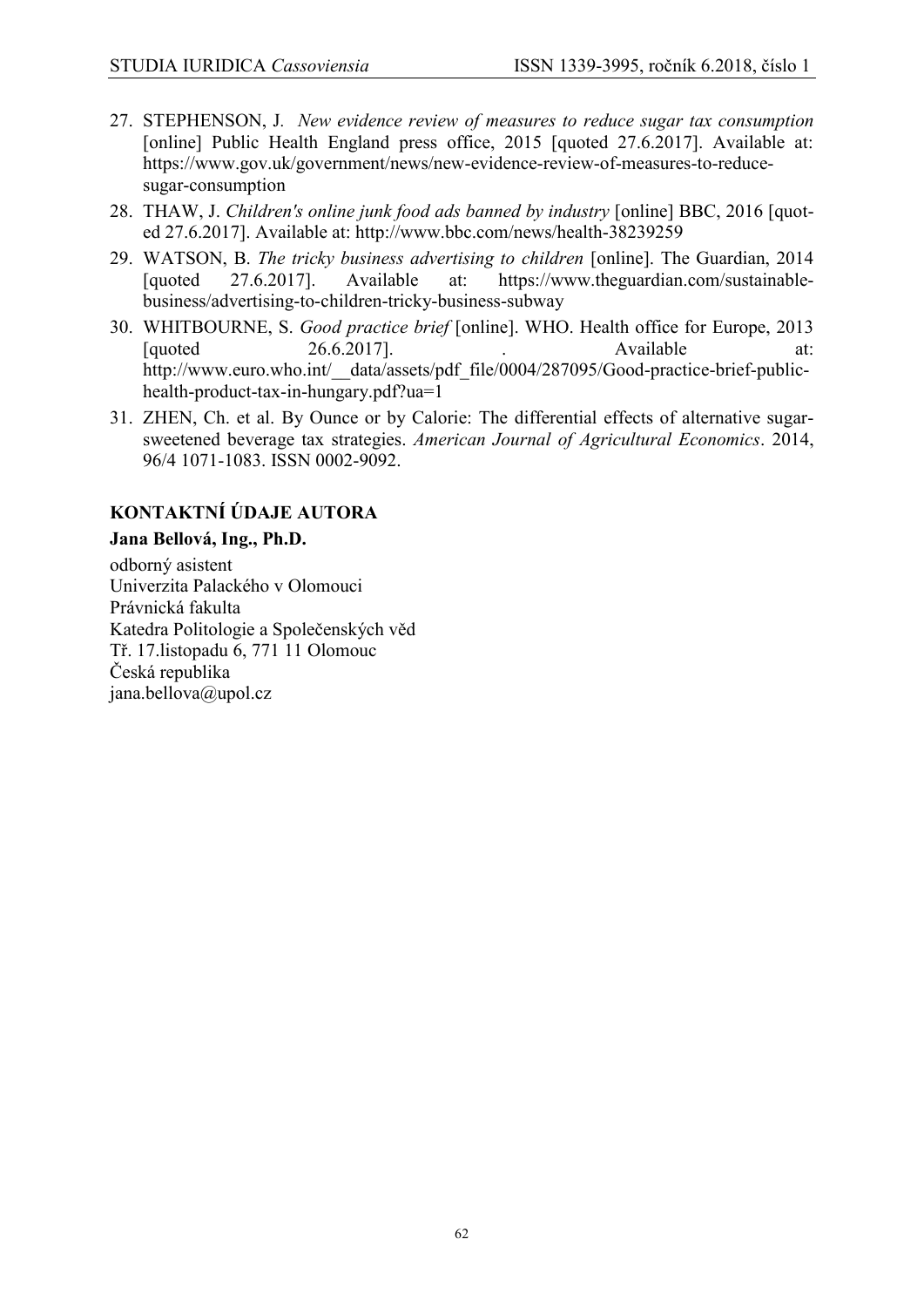27. STEPHENSON, J. *New evidence review of measures to reduce sugar tax consumption* [online] Public Health England press office, 2015 [quoted 27.6.2017]. Available at: https://www.gov.uk/government/news/new-evidence-review-of-measures-to-reduce-sugar-consumption
28. THAW, J. *Children's online junk food ads banned by industry* [online] BBC, 2016 [quoted 27.6.2017]. Available at: http://www.bbc.com/news/health-38239259
29. WATSON, B. *The tricky business advertising to children* [online]. The Guardian, 2014 [quoted 27.6.2017]. Available at: https://www.theguardian.com/sustainable-business/advertising-to-children-tricky-business-subway
30. WHITBOURNE, S. *Good practice brief* [online]. WHO. Health office for Europe, 2013 [quoted 26.6.2017]. . Available at: http://www.euro.who.int/__data/assets/pdf_file/0004/287095/Good-practice-brief-public-health-product-tax-in-hungary.pdf?ua=1
31. ZHEN, Ch. et al. By Ounce or by Calorie: The differential effects of alternative sugar-sweetened beverage tax strategies. *American Journal of Agricultural Economics*. 2014, 96/4 1071-1083. ISSN 0002-9092.

## KONTAKTNÍ ÚDAJE AUTORA

**Jana Bellová, Ing., Ph.D.**

odborný asistent
Univerzita Palackého v Olomouci
Právnická fakulta
Katedra Politologie a Společenských věd
Tř. 17.listopadu 6, 771 11 Olomouc
Česká republika
jana.bellova@upol.cz